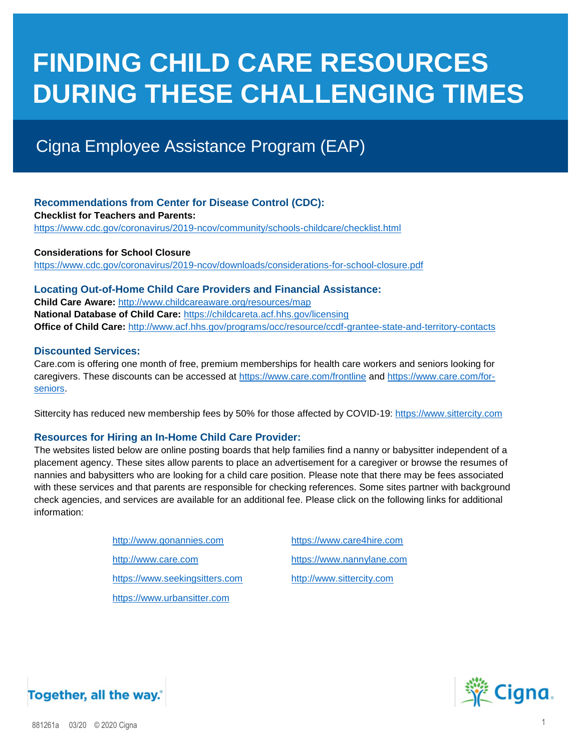# FINDING CHILD CARE RESOURCES DURING THESE CHALLENGING TIMES

## Cigna Employee Assistance Program (EAP)

### Recommendations from Center for Disease Control (CDC):

**Checklist for Teachers and Parents:**
https://www.cdc.gov/coronavirus/2019-ncov/community/schools-childcare/checklist.html

**Considerations for School Closure**
https://www.cdc.gov/coronavirus/2019-ncov/downloads/considerations-for-school-closure.pdf

### Locating Out-of-Home Child Care Providers and Financial Assistance:

**Child Care Aware:** http://www.childcareaware.org/resources/map
**National Database of Child Care:** https://childcareta.acf.hhs.gov/licensing
**Office of Child Care:** http://www.acf.hhs.gov/programs/occ/resource/ccdf-grantee-state-and-territory-contacts

### Discounted Services:

Care.com is offering one month of free, premium memberships for health care workers and seniors looking for caregivers. These discounts can be accessed at https://www.care.com/frontline and https://www.care.com/for-seniors.

Sittercity has reduced new membership fees by 50% for those affected by COVID-19: https://www.sittercity.com

### Resources for Hiring an In-Home Child Care Provider:

The websites listed below are online posting boards that help families find a nanny or babysitter independent of a placement agency. These sites allow parents to place an advertisement for a caregiver or browse the resumes of nannies and babysitters who are looking for a child care position. Please note that there may be fees associated with these services and that parents are responsible for checking references. Some sites partner with background check agencies, and services are available for an additional fee. Please click on the following links for additional information:

- http://www.gonannies.com
- http://www.care.com
- https://www.seekingsitters.com
- https://www.urbansitter.com
- https://www.care4hire.com
- https://www.nannylane.com
- http://www.sittercity.com

Together, all the way.®

Cigna.

881261a 03/20 © 2020 Cigna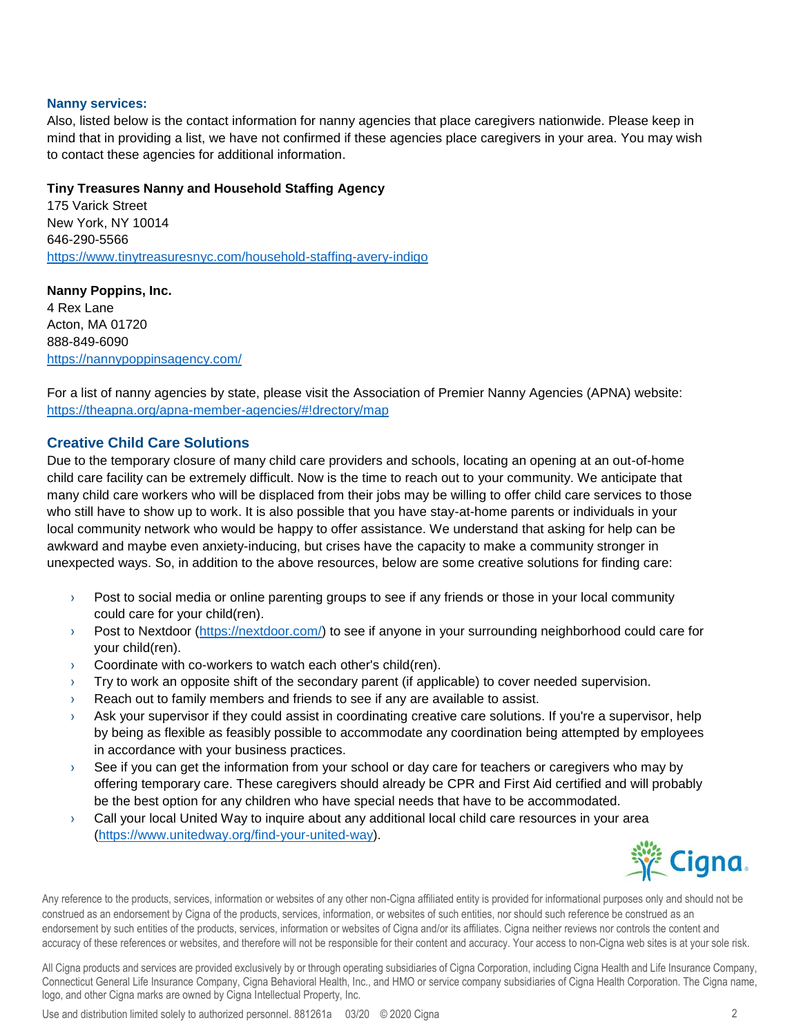### Nanny services:

Also, listed below is the contact information for nanny agencies that place caregivers nationwide. Please keep in mind that in providing a list, we have not confirmed if these agencies place caregivers in your area. You may wish to contact these agencies for additional information.

**Tiny Treasures Nanny and Household Staffing Agency**
175 Varick Street
New York, NY 10014
646-290-5566
https://www.tinytreasuresnyc.com/household-staffing-avery-indigo

**Nanny Poppins, Inc.**
4 Rex Lane
Acton, MA 01720
888-849-6090
https://nannypoppinsagency.com/

For a list of nanny agencies by state, please visit the Association of Premier Nanny Agencies (APNA) website: https://theapna.org/apna-member-agencies/#!drectory/map

## Creative Child Care Solutions

Due to the temporary closure of many child care providers and schools, locating an opening at an out-of-home child care facility can be extremely difficult. Now is the time to reach out to your community. We anticipate that many child care workers who will be displaced from their jobs may be willing to offer child care services to those who still have to show up to work. It is also possible that you have stay-at-home parents or individuals in your local community network who would be happy to offer assistance. We understand that asking for help can be awkward and maybe even anxiety-inducing, but crises have the capacity to make a community stronger in unexpected ways. So, in addition to the above resources, below are some creative solutions for finding care:

- Post to social media or online parenting groups to see if any friends or those in your local community could care for your child(ren).
- Post to Nextdoor (https://nextdoor.com/) to see if anyone in your surrounding neighborhood could care for your child(ren).
- Coordinate with co-workers to watch each other's child(ren).
- Try to work an opposite shift of the secondary parent (if applicable) to cover needed supervision.
- Reach out to family members and friends to see if any are available to assist.
- Ask your supervisor if they could assist in coordinating creative care solutions. If you're a supervisor, help by being as flexible as feasibly possible to accommodate any coordination being attempted by employees in accordance with your business practices.
- See if you can get the information from your school or day care for teachers or caregivers who may by offering temporary care. These caregivers should already be CPR and First Aid certified and will probably be the best option for any children who have special needs that have to be accommodated.
- Call your local United Way to inquire about any additional local child care resources in your area (https://www.unitedway.org/find-your-united-way).

Cigna.

Any reference to the products, services, information or websites of any other non-Cigna affiliated entity is provided for informational purposes only and should not be construed as an endorsement by Cigna of the products, services, information, or websites of such entities, nor should such reference be construed as an endorsement by such entities of the products, services, information or websites of Cigna and/or its affiliates. Cigna neither reviews nor controls the content and accuracy of these references or websites, and therefore will not be responsible for their content and accuracy. Your access to non-Cigna web sites is at your sole risk.

All Cigna products and services are provided exclusively by or through operating subsidiaries of Cigna Corporation, including Cigna Health and Life Insurance Company, Connecticut General Life Insurance Company, Cigna Behavioral Health, Inc., and HMO or service company subsidiaries of Cigna Health Corporation. The Cigna name, logo, and other Cigna marks are owned by Cigna Intellectual Property, Inc.

Use and distribution limited solely to authorized personnel. 881261a 03/20 © 2020 Cigna